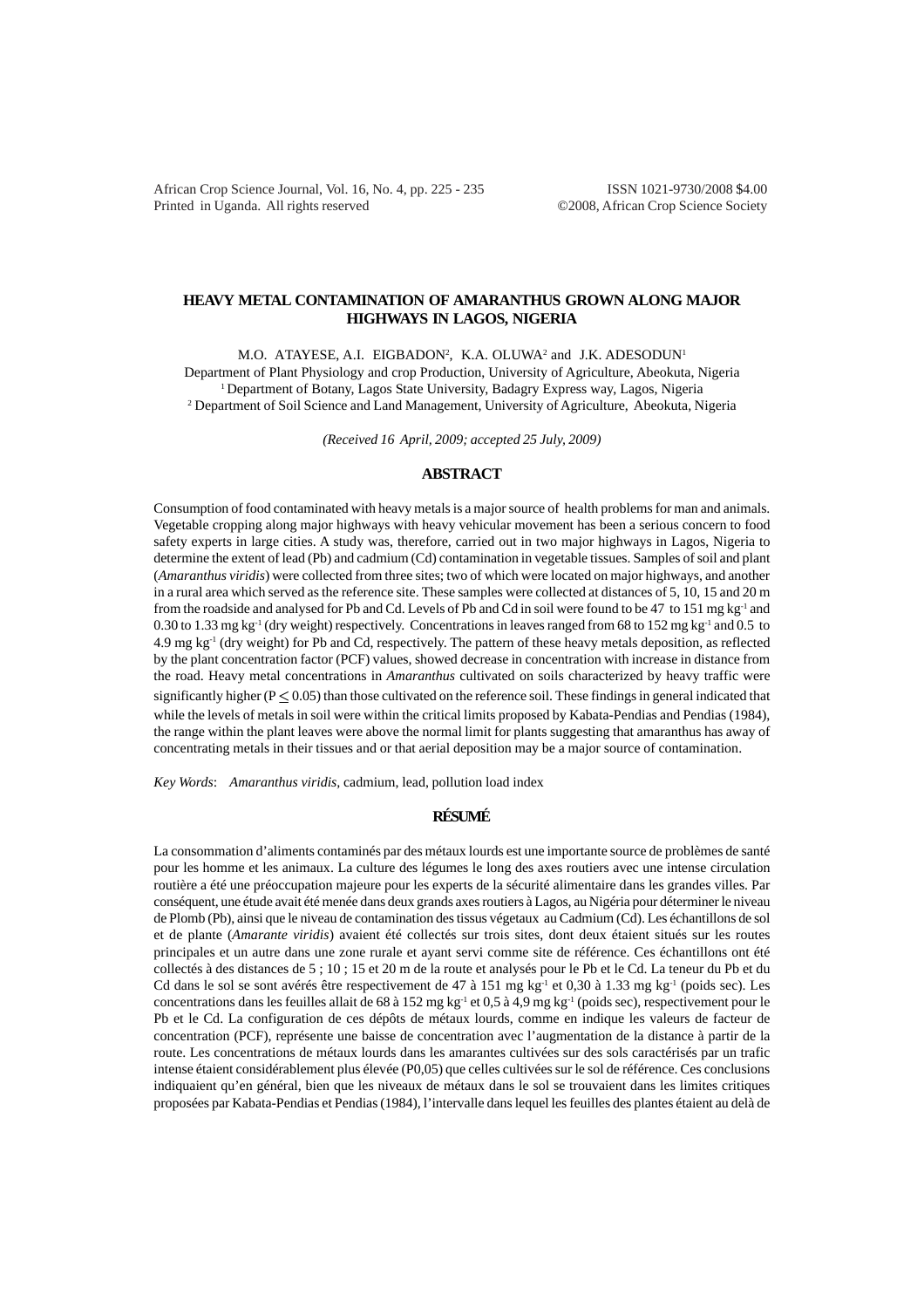# HEAVY METAL CONTAMINATION OF AMARANTHUS GROWN ALONG MAJOR HIGHWAYS IN LAGOS, NIGERIA

M.O. ATAYESE, A.I. EIGBADON[2], K.A. OLUWA[2] and J.K. ADESODUN[1]

Department of Plant Physiology and crop Production, University of Agriculture, Abeokuta, Nigeria
[1] Department of Botany, Lagos State University, Badagry Express way, Lagos, Nigeria
[2] Department of Soil Science and Land Management, University of Agriculture, Abeokuta, Nigeria

*(Received 16 April, 2009; accepted 25 July, 2009)*

## ABSTRACT

Consumption of food contaminated with heavy metals is a major source of health problems for man and animals. Vegetable cropping along major highways with heavy vehicular movement has been a serious concern to food safety experts in large cities. A study was, therefore, carried out in two major highways in Lagos, Nigeria to determine the extent of lead (Pb) and cadmium (Cd) contamination in vegetable tissues. Samples of soil and plant (*Amaranthus viridis*) were collected from three sites; two of which were located on major highways, and another in a rural area which served as the reference site. These samples were collected at distances of 5, 10, 15 and 20 m from the roadside and analysed for Pb and Cd. Levels of Pb and Cd in soil were found to be 47 to 151 mg kg$^{-1}$ and 0.30 to 1.33 mg kg$^{-1}$ (dry weight) respectively. Concentrations in leaves ranged from 68 to 152 mg kg$^{-1}$ and 0.5 to 4.9 mg kg$^{-1}$ (dry weight) for Pb and Cd, respectively. The pattern of these heavy metals deposition, as reflected by the plant concentration factor (PCF) values, showed decrease in concentration with increase in distance from the road. Heavy metal concentrations in *Amaranthus* cultivated on soils characterized by heavy traffic were significantly higher ($P \leq 0.05$) than those cultivated on the reference soil. These findings in general indicated that while the levels of metals in soil were within the critical limits proposed by Kabata-Pendias and Pendias (1984), the range within the plant leaves were above the normal limit for plants suggesting that amaranthus has away of concentrating metals in their tissues and or that aerial deposition may be a major source of contamination.

*Key Words*: *Amaranthus viridis*, cadmium, lead, pollution load index

## RÉSUMÉ

La consommation d'aliments contaminés par des métaux lourds est une importante source de problèmes de santé pour les homme et les animaux. La culture des légumes le long des axes routiers avec une intense circulation routière a été une préoccupation majeure pour les experts de la sécurité alimentaire dans les grandes villes. Par conséquent, une étude avait été menée dans deux grands axes routiers à Lagos, au Nigéria pour déterminer le niveau de Plomb (Pb), ainsi que le niveau de contamination des tissus végetaux au Cadmium (Cd). Les échantillons de sol et de plante (*Amarante viridis*) avaient été collectés sur trois sites, dont deux étaient situés sur les routes principales et un autre dans une zone rurale et ayant servi comme site de référence. Ces échantillons ont été collectés à des distances de 5 ; 10 ; 15 et 20 m de la route et analysés pour le Pb et le Cd. La teneur du Pb et du Cd dans le sol se sont avérés être respectivement de 47 à 151 mg kg$^{-1}$ et 0,30 à 1.33 mg kg$^{-1}$ (poids sec). Les concentrations dans les feuilles allait de 68 à 152 mg kg$^{-1}$ et 0,5 à 4,9 mg kg$^{-1}$ (poids sec), respectivement pour le Pb et le Cd. La configuration de ces dépôts de métaux lourds, comme en indique les valeurs de facteur de concentration (PCF), représente une baisse de concentration avec l'augmentation de la distance à partir de la route. Les concentrations de métaux lourds dans les amarantes cultivées sur des sols caractérisés par un trafic intense étaient considérablement plus élevée (P0,05) que celles cultivées sur le sol de référence. Ces conclusions indiquaient qu'en général, bien que les niveaux de métaux dans le sol se trouvaient dans les limites critiques proposées par Kabata-Pendias et Pendias (1984), l'intervalle dans lequel les feuilles des plantes étaient au delà de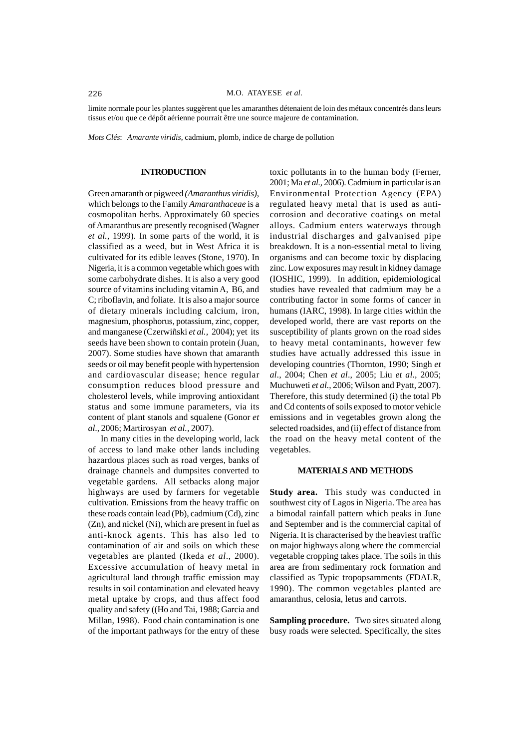limite normale pour les plantes suggèrent que les amaranthes détenaient de loin des métaux concentrés dans leurs tissus et/ou que ce dépôt aérienne pourrait être une source majeure de contamination.

*Mots Clés*: *Amarante viridis*, cadmium, plomb, indice de charge de pollution

## INTRODUCTION

Green amaranth or pigweed *(Amaranthus viridis)*, which belongs to the Family *Amaranthaceae* is a cosmopolitan herbs. Approximately 60 species of Amaranthus are presently recognised (Wagner *et al.,* 1999). In some parts of the world, it is classified as a weed, but in West Africa it is cultivated for its edible leaves (Stone, 1970). In Nigeria, it is a common vegetable which goes with some carbohydrate dishes. It is also a very good source of vitamins including vitamin A, B6, and C; riboflavin, and foliate. It is also a major source of dietary minerals including calcium, iron, magnesium, phosphorus, potassium, zinc, copper, and manganese (Czerwiñski *et al.,* 2004); yet its seeds have been shown to contain protein (Juan, 2007). Some studies have shown that amaranth seeds or oil may benefit people with hypertension and cardiovascular disease; hence regular consumption reduces blood pressure and cholesterol levels, while improving antioxidant status and some immune parameters, via its content of plant stanols and squalene (Gonor *et al.*, 2006; Martirosyan *et al.,* 2007).

In many cities in the developing world, lack of access to land make other lands including hazardous places such as road verges, banks of drainage channels and dumpsites converted to vegetable gardens. All setbacks along major highways are used by farmers for vegetable cultivation. Emissions from the heavy traffic on these roads contain lead (Pb), cadmium (Cd), zinc (Zn), and nickel (Ni), which are present in fuel as anti-knock agents. This has also led to contamination of air and soils on which these vegetables are planted (Ikeda *et al*., 2000). Excessive accumulation of heavy metal in agricultural land through traffic emission may results in soil contamination and elevated heavy metal uptake by crops, and thus affect food quality and safety ((Ho and Tai, 1988; Garcia and Millan, 1998). Food chain contamination is one of the important pathways for the entry of these toxic pollutants in to the human body (Ferner, 2001; Ma *et al.,* 2006). Cadmium in particular is an Environmental Protection Agency (EPA) regulated heavy metal that is used as anti-corrosion and decorative coatings on metal alloys. Cadmium enters waterways through industrial discharges and galvanised pipe breakdown. It is a non-essential metal to living organisms and can become toxic by displacing zinc. Low exposures may result in kidney damage (IOSHIC, 1999). In addition, epidemiological studies have revealed that cadmium may be a contributing factor in some forms of cancer in humans (IARC, 1998). In large cities within the developed world, there are vast reports on the susceptibility of plants grown on the road sides to heavy metal contaminants, however few studies have actually addressed this issue in developing countries (Thornton, 1990; Singh *et al*., 2004; Chen *et al*., 2005; Liu *et al*., 2005; Muchuweti *et al.*, 2006; Wilson and Pyatt, 2007). Therefore, this study determined (i) the total Pb and Cd contents of soils exposed to motor vehicle emissions and in vegetables grown along the selected roadsides, and (ii) effect of distance from the road on the heavy metal content of the vegetables.

## MATERIALS AND METHODS

**Study area.** This study was conducted in southwest city of Lagos in Nigeria. The area has a bimodal rainfall pattern which peaks in June and September and is the commercial capital of Nigeria. It is characterised by the heaviest traffic on major highways along where the commercial vegetable cropping takes place. The soils in this area are from sedimentary rock formation and classified as Typic tropopsamments (FDALR, 1990). The common vegetables planted are amaranthus, celosia, letus and carrots.

**Sampling procedure.** Two sites situated along busy roads were selected. Specifically, the sites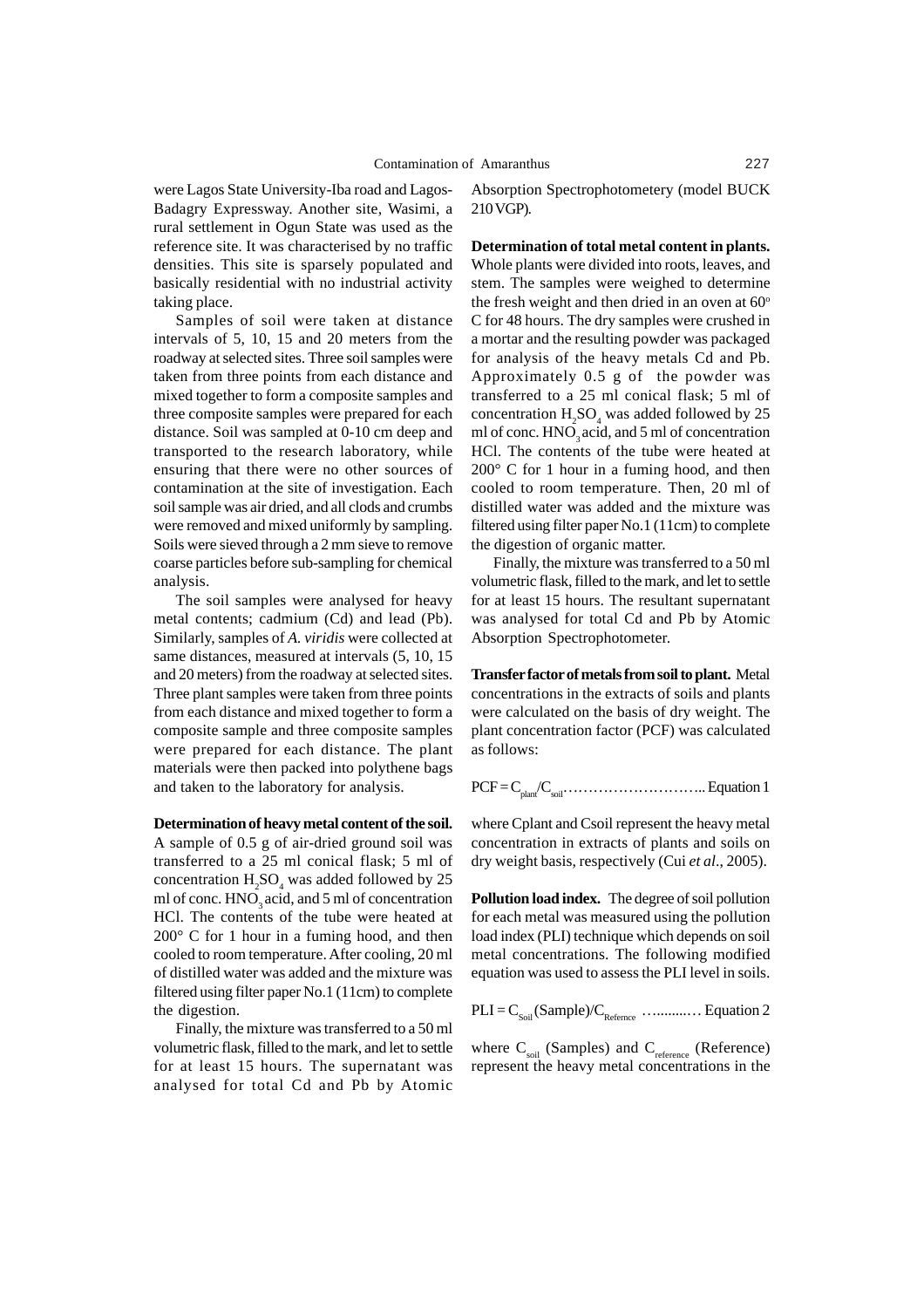were Lagos State University-Iba road and Lagos-Badagry Expressway. Another site, Wasimi, a rural settlement in Ogun State was used as the reference site. It was characterised by no traffic densities. This site is sparsely populated and basically residential with no industrial activity taking place.

Samples of soil were taken at distance intervals of 5, 10, 15 and 20 meters from the roadway at selected sites. Three soil samples were taken from three points from each distance and mixed together to form a composite samples and three composite samples were prepared for each distance. Soil was sampled at 0-10 cm deep and transported to the research laboratory, while ensuring that there were no other sources of contamination at the site of investigation. Each soil sample was air dried, and all clods and crumbs were removed and mixed uniformly by sampling. Soils were sieved through a 2 mm sieve to remove coarse particles before sub-sampling for chemical analysis.

The soil samples were analysed for heavy metal contents; cadmium (Cd) and lead (Pb). Similarly, samples of *A. viridis* were collected at same distances, measured at intervals (5, 10, 15 and 20 meters) from the roadway at selected sites. Three plant samples were taken from three points from each distance and mixed together to form a composite sample and three composite samples were prepared for each distance. The plant materials were then packed into polythene bags and taken to the laboratory for analysis.

**Determination of heavy metal content of the soil.** A sample of 0.5 g of air-dried ground soil was transferred to a 25 ml conical flask; 5 ml of concentration $H_2SO_4$ was added followed by 25 ml of conc. $HNO_3$ acid, and 5 ml of concentration HCl. The contents of the tube were heated at 200° C for 1 hour in a fuming hood, and then cooled to room temperature. After cooling, 20 ml of distilled water was added and the mixture was filtered using filter paper No.1 (11cm) to complete the digestion.

Finally, the mixture was transferred to a 50 ml volumetric flask, filled to the mark, and let to settle for at least 15 hours. The supernatant was analysed for total Cd and Pb by Atomic Absorption Spectrophotometery (model BUCK 210 VGP).

**Determination of total metal content in plants.** Whole plants were divided into roots, leaves, and stem. The samples were weighed to determine the fresh weight and then dried in an oven at 60° C for 48 hours. The dry samples were crushed in a mortar and the resulting powder was packaged for analysis of the heavy metals Cd and Pb. Approximately 0.5 g of the powder was transferred to a 25 ml conical flask; 5 ml of concentration $H_2SO_4$ was added followed by 25 ml of conc. $HNO_3$ acid, and 5 ml of concentration HCl. The contents of the tube were heated at 200° C for 1 hour in a fuming hood, and then cooled to room temperature. Then, 20 ml of distilled water was added and the mixture was filtered using filter paper No.1 (11cm) to complete the digestion of organic matter.

Finally, the mixture was transferred to a 50 ml volumetric flask, filled to the mark, and let to settle for at least 15 hours. The resultant supernatant was analysed for total Cd and Pb by Atomic Absorption Spectrophotometer.

**Transfer factor of metals from soil to plant.** Metal concentrations in the extracts of soils and plants were calculated on the basis of dry weight. The plant concentration factor (PCF) was calculated as follows:

$$PCF = C_{plant}/C_{soil} \quad \text{......... Equation 1}$$

where Cplant and Csoil represent the heavy metal concentration in extracts of plants and soils on dry weight basis, respectively (Cui *et al*., 2005).

**Pollution load index.** The degree of soil pollution for each metal was measured using the pollution load index (PLI) technique which depends on soil metal concentrations. The following modified equation was used to assess the PLI level in soils.

$$PLI = C_{Soil}(\text{Sample})/C_{\text{Refernce}} \quad \text{......... Equation 2}$$

where $C_{soil}$ (Samples) and $C_{reference}$ (Reference) represent the heavy metal concentrations in the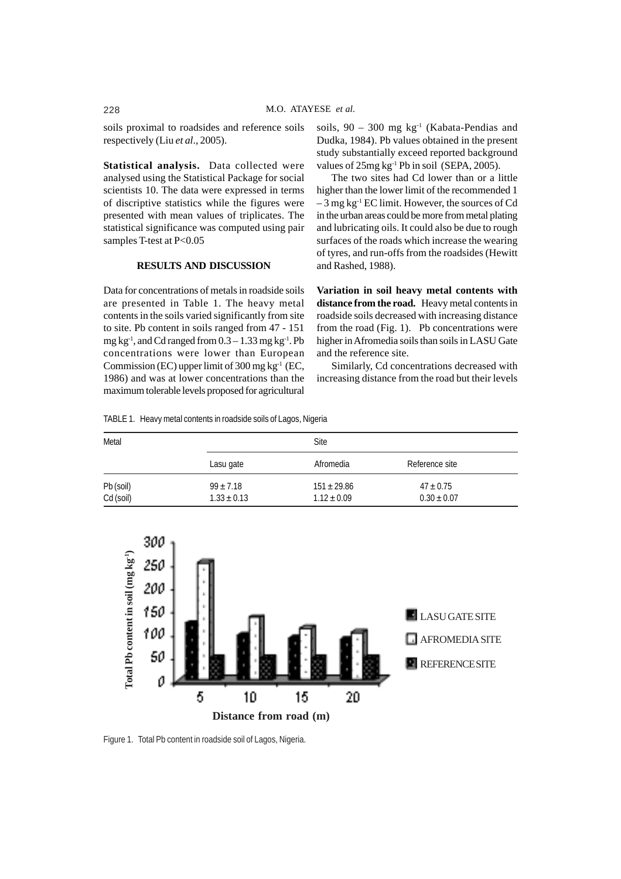soils proximal to roadsides and reference soils respectively (Liu *et al*., 2005).

**Statistical analysis.** Data collected were analysed using the Statistical Package for social scientists 10. The data were expressed in terms of descriptive statistics while the figures were presented with mean values of triplicates. The statistical significance was computed using pair samples T-test at $P<0.05$

## RESULTS AND DISCUSSION

Data for concentrations of metals in roadside soils are presented in Table 1. The heavy metal contents in the soils varied significantly from site to site. Pb content in soils ranged from 47 - 151 mg $kg^{-1}$, and Cd ranged from 0.3 – 1.33 mg $kg^{-1}$. Pb concentrations were lower than European Commission (EC) upper limit of 300 mg $kg^{-1}$ (EC, 1986) and was at lower concentrations than the maximum tolerable levels proposed for agricultural soils, 90 – 300 mg $kg^{-1}$ (Kabata-Pendias and Dudka, 1984). Pb values obtained in the present study substantially exceed reported background values of 25mg $kg^{-1}$ Pb in soil (SEPA, 2005).

The two sites had Cd lower than or a little higher than the lower limit of the recommended 1 – 3 mg $kg^{-1}$ EC limit. However, the sources of Cd in the urban areas could be more from metal plating and lubricating oils. It could also be due to rough surfaces of the roads which increase the wearing of tyres, and run-offs from the roadsides (Hewitt and Rashed, 1988).

**Variation in soil heavy metal contents with distance from the road.** Heavy metal contents in roadside soils decreased with increasing distance from the road (Fig. 1). Pb concentrations were higher in Afromedia soils than soils in LASU Gate and the reference site.

Similarly, Cd concentrations decreased with increasing distance from the road but their levels

TABLE 1. Heavy metal contents in roadside soils of Lagos, Nigeria

| Metal | Site | | |
|---|---|---|---|
| | Lasu gate | Afromedia | Reference site |
| Pb (soil) | 99 ± 7.18 | 151 ± 29.86 | 47 ± 0.75 |
| Cd (soil) | 1.33 ± 0.13 | 1.12 ± 0.09 | 0.30 ± 0.07 |

Figure 1. Total Pb content in roadside soil of Lagos, Nigeria.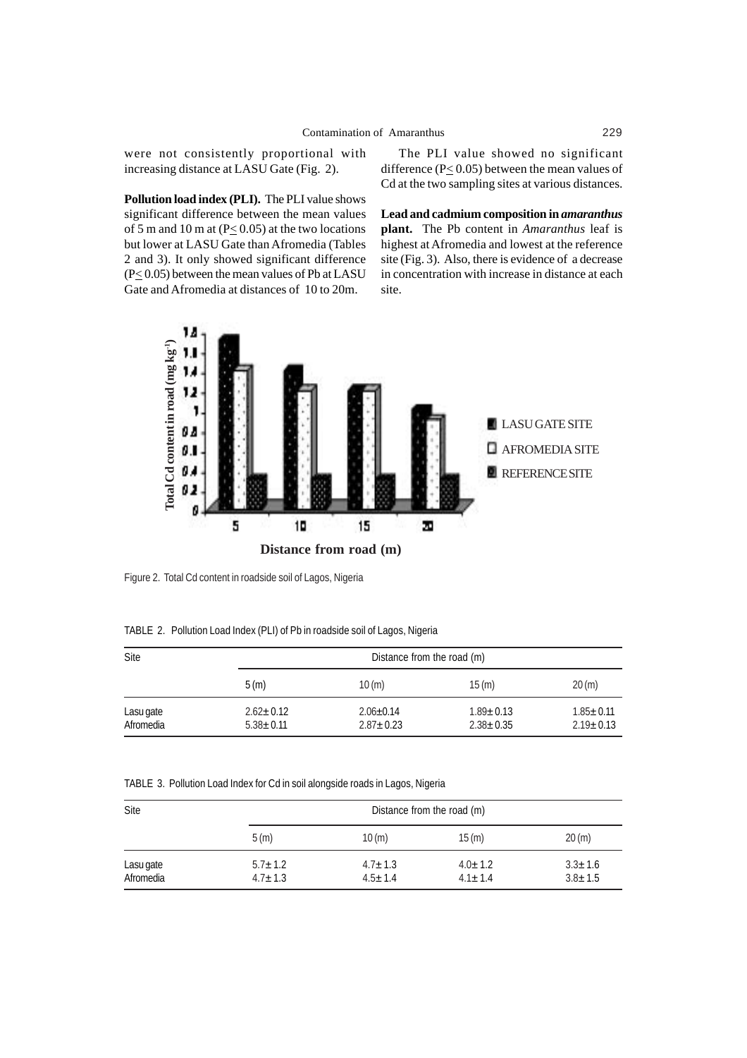were not consistently proportional with increasing distance at LASU Gate (Fig. 2).

**Pollution load index (PLI).** The PLI value shows significant difference between the mean values of 5 m and 10 m at ($P \leq 0.05$) at the two locations but lower at LASU Gate than Afromedia (Tables 2 and 3). It only showed significant difference ($P \leq 0.05$) between the mean values of Pb at LASU Gate and Afromedia at distances of 10 to 20m.

The PLI value showed no significant difference ($P \leq 0.05$) between the mean values of Cd at the two sampling sites at various distances.

**Lead and cadmium composition in *amaranthus* plant.** The Pb content in *Amaranthus* leaf is highest at Afromedia and lowest at the reference site (Fig. 3). Also, there is evidence of a decrease in concentration with increase in distance at each site.

Figure 2. Total Cd content in roadside soil of Lagos, Nigeria

TABLE 2. Pollution Load Index (PLI) of Pb in roadside soil of Lagos, Nigeria

| Site | Distance from the road (m) | | | |
|---|---|---|---|---|
| | 5 (m) | 10 (m) | 15 (m) | 20 (m) |
| Lasu gate | 2.62± 0.12 | 2.06±0.14 | 1.89± 0.13 | 1.85± 0.11 |
| Afromedia | 5.38± 0.11 | 2.87± 0.23 | 2.38± 0.35 | 2.19± 0.13 |

TABLE 3. Pollution Load Index for Cd in soil alongside roads in Lagos, Nigeria

| Site | Distance from the road (m) | | | |
|---|---|---|---|---|
| | 5 (m) | 10 (m) | 15 (m) | 20 (m) |
| Lasu gate | 5.7± 1.2 | 4.7± 1.3 | 4.0± 1.2 | 3.3± 1.6 |
| Afromedia | 4.7± 1.3 | 4.5± 1.4 | 4.1± 1.4 | 3.8± 1.5 |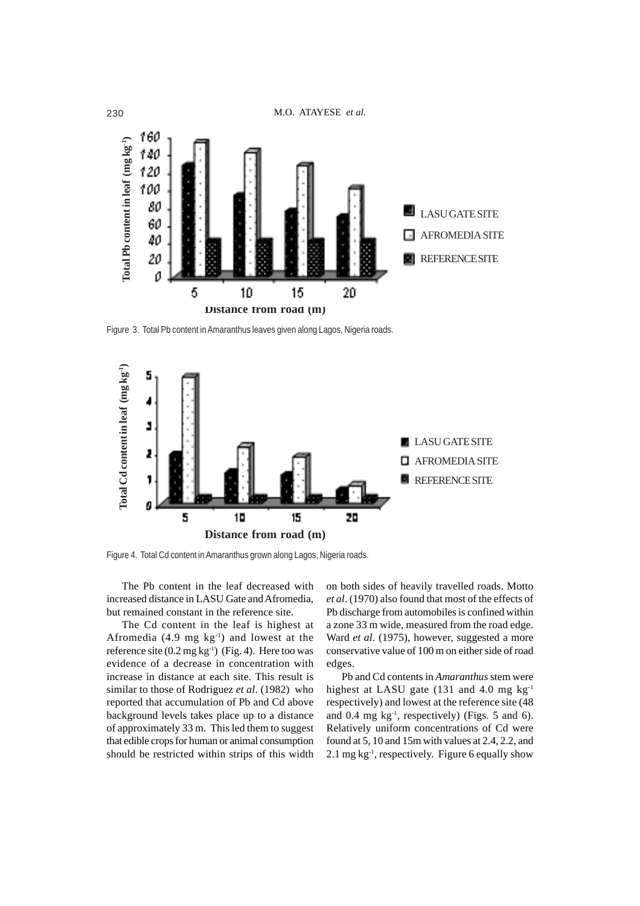Figure 3. Total Pb content in Amaranthus leaves given along Lagos, Nigeria roads.

Figure 4. Total Cd content in Amaranthus grown along Lagos, Nigeria roads.

The Pb content in the leaf decreased with increased distance in LASU Gate and Afromedia, but remained constant in the reference site.

The Cd content in the leaf is highest at Afromedia (4.9 mg kg$^{-1}$) and lowest at the reference site (0.2 mg kg$^{-1}$) (Fig. 4). Here too was evidence of a decrease in concentration with increase in distance at each site. This result is similar to those of Rodriguez *et al*. (1982) who reported that accumulation of Pb and Cd above background levels takes place up to a distance of approximately 33 m. This led them to suggest that edible crops for human or animal consumption should be restricted within strips of this width on both sides of heavily travelled roads. Motto *et al*. (1970) also found that most of the effects of Pb discharge from automobiles is confined within a zone 33 m wide, measured from the road edge. Ward *et al*. (1975), however, suggested a more conservative value of 100 m on either side of road edges.

Pb and Cd contents in *Amaranthus* stem were highest at LASU gate (131 and 4.0 mg kg$^{-1}$ respectively) and lowest at the reference site (48 and 0.4 mg kg$^{-1}$, respectively) (Figs. 5 and 6). Relatively uniform concentrations of Cd were found at 5, 10 and 15m with values at 2.4, 2.2, and 2.1 mg kg$^{-1}$, respectively. Figure 6 equally show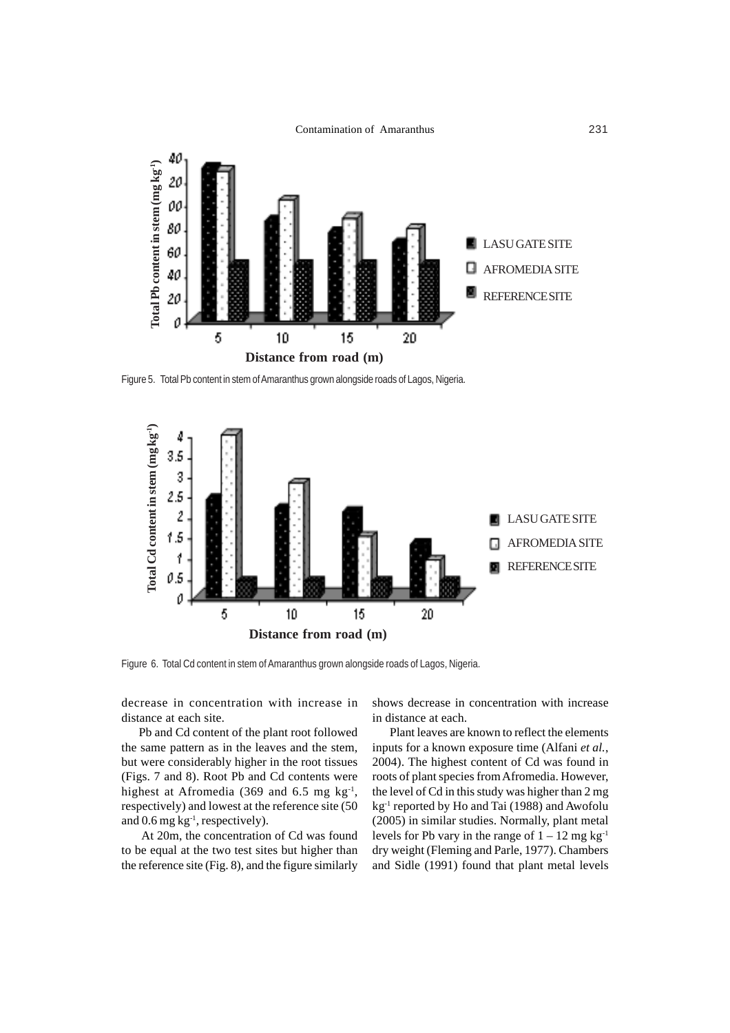Figure 5. Total Pb content in stem of Amaranthus grown alongside roads of Lagos, Nigeria.

Figure 6. Total Cd content in stem of Amaranthus grown alongside roads of Lagos, Nigeria.

decrease in concentration with increase in distance at each site.

Pb and Cd content of the plant root followed the same pattern as in the leaves and the stem, but were considerably higher in the root tissues (Figs. 7 and 8). Root Pb and Cd contents were highest at Afromedia (369 and 6.5 mg $kg^{-1}$, respectively) and lowest at the reference site (50 and 0.6 mg $kg^{-1}$, respectively).

At 20m, the concentration of Cd was found to be equal at the two test sites but higher than the reference site (Fig. 8), and the figure similarly shows decrease in concentration with increase in distance at each.

Plant leaves are known to reflect the elements inputs for a known exposure time (Alfani *et al.*, 2004). The highest content of Cd was found in roots of plant species from Afromedia. However, the level of Cd in this study was higher than 2 mg $kg^{-1}$ reported by Ho and Tai (1988) and Awofolu (2005) in similar studies. Normally, plant metal levels for Pb vary in the range of 1 – 12 mg $kg^{-1}$ dry weight (Fleming and Parle, 1977). Chambers and Sidle (1991) found that plant metal levels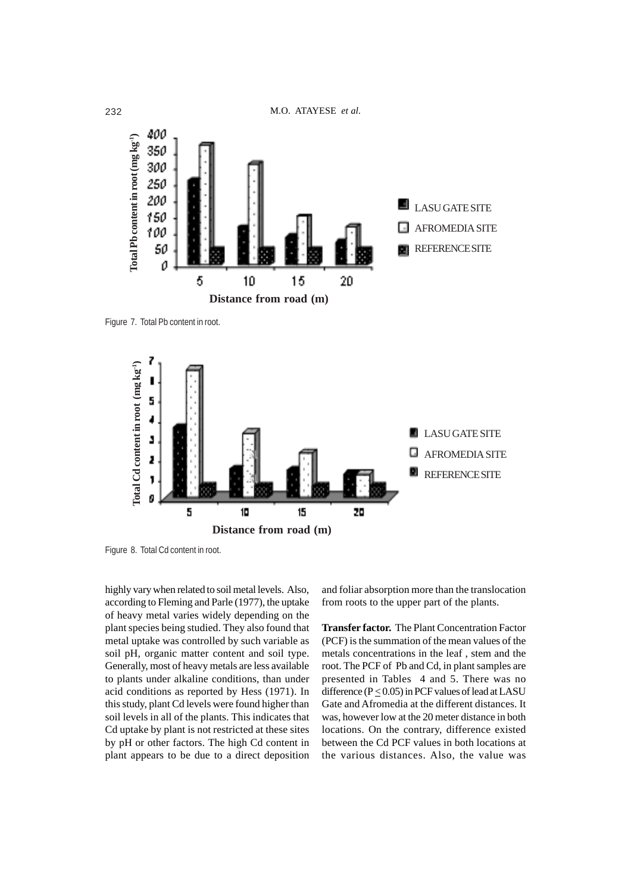Figure 7. Total Pb content in root.

Figure 8. Total Cd content in root.

highly vary when related to soil metal levels. Also, according to Fleming and Parle (1977), the uptake of heavy metal varies widely depending on the plant species being studied. They also found that metal uptake was controlled by such variable as soil pH, organic matter content and soil type. Generally, most of heavy metals are less available to plants under alkaline conditions, than under acid conditions as reported by Hess (1971). In this study, plant Cd levels were found higher than soil levels in all of the plants. This indicates that Cd uptake by plant is not restricted at these sites by pH or other factors. The high Cd content in plant appears to be due to a direct deposition and foliar absorption more than the translocation from roots to the upper part of the plants.

**Transfer factor.** The Plant Concentration Factor (PCF) is the summation of the mean values of the metals concentrations in the leaf , stem and the root. The PCF of Pb and Cd, in plant samples are presented in Tables 4 and 5. There was no difference ($P \leq 0.05$) in PCF values of lead at LASU Gate and Afromedia at the different distances. It was, however low at the 20 meter distance in both locations. On the contrary, difference existed between the Cd PCF values in both locations at the various distances. Also, the value was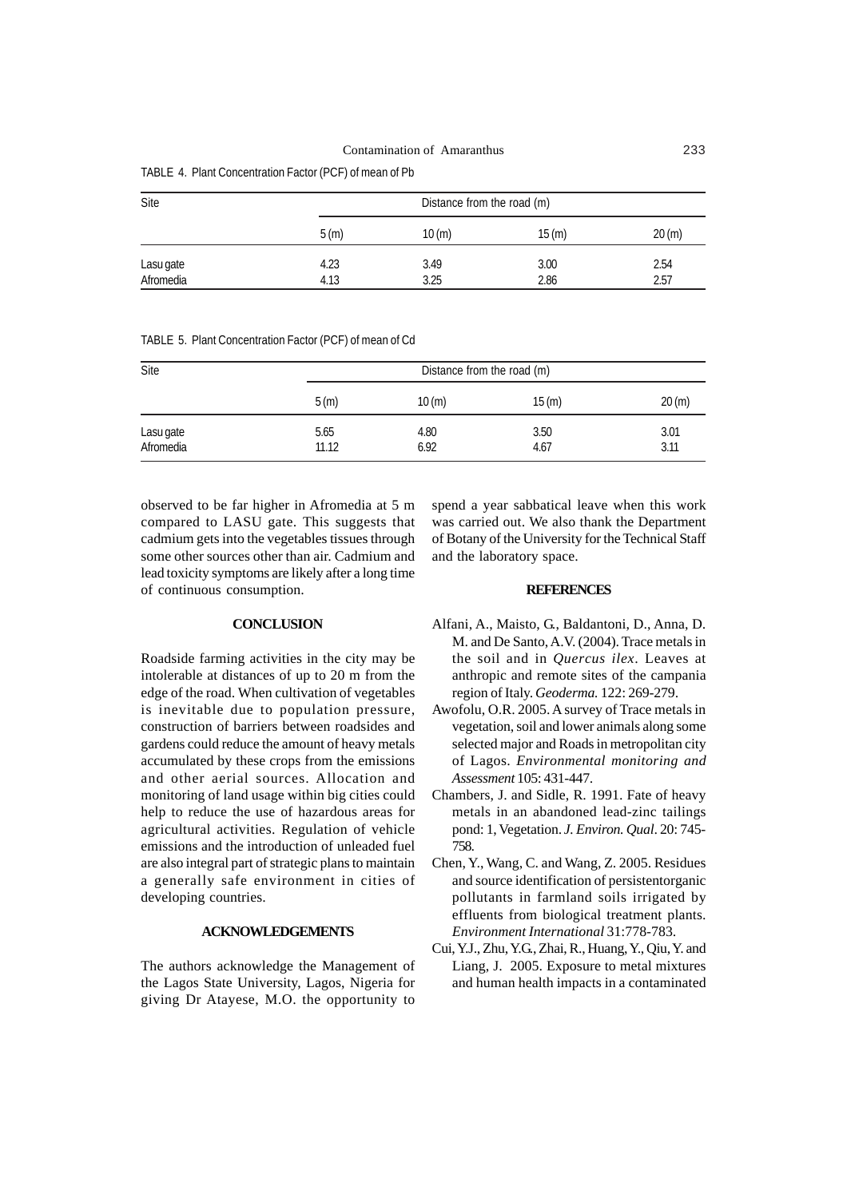TABLE 4. Plant Concentration Factor (PCF) of mean of Pb

| Site | Distance from the road (m) | | | |
|---|---|---|---|---|
| | 5 (m) | 10 (m) | 15 (m) | 20 (m) |
| Lasu gate | 4.23 | 3.49 | 3.00 | 2.54 |
| Afromedia | 4.13 | 3.25 | 2.86 | 2.57 |

TABLE 5. Plant Concentration Factor (PCF) of mean of Cd

| Site | Distance from the road (m) | | | |
|---|---|---|---|---|
| | 5 (m) | 10 (m) | 15 (m) | 20 (m) |
| Lasu gate | 5.65 | 4.80 | 3.50 | 3.01 |
| Afromedia | 11.12 | 6.92 | 4.67 | 3.11 |

observed to be far higher in Afromedia at 5 m compared to LASU gate. This suggests that cadmium gets into the vegetables tissues through some other sources other than air. Cadmium and lead toxicity symptoms are likely after a long time of continuous consumption.

## CONCLUSION

Roadside farming activities in the city may be intolerable at distances of up to 20 m from the edge of the road. When cultivation of vegetables is inevitable due to population pressure, construction of barriers between roadsides and gardens could reduce the amount of heavy metals accumulated by these crops from the emissions and other aerial sources. Allocation and monitoring of land usage within big cities could help to reduce the use of hazardous areas for agricultural activities. Regulation of vehicle emissions and the introduction of unleaded fuel are also integral part of strategic plans to maintain a generally safe environment in cities of developing countries.

## ACKNOWLEDGEMENTS

The authors acknowledge the Management of the Lagos State University, Lagos, Nigeria for giving Dr Atayese, M.O. the opportunity to spend a year sabbatical leave when this work was carried out. We also thank the Department of Botany of the University for the Technical Staff and the laboratory space.

## REFERENCES

Alfani, A., Maisto, G., Baldantoni, D., Anna, D. M. and De Santo, A.V. (2004). Trace metals in the soil and in *Quercus ilex*. Leaves at anthropic and remote sites of the campania region of Italy. *Geoderma.* 122: 269-279.

Awofolu, O.R. 2005. A survey of Trace metals in vegetation, soil and lower animals along some selected major and Roads in metropolitan city of Lagos. *Environmental monitoring and Assessment* 105: 431-447.

Chambers, J. and Sidle, R. 1991. Fate of heavy metals in an abandoned lead-zinc tailings pond: 1, Vegetation. *J. Environ. Qual.* 20: 745-758.

Chen, Y., Wang, C. and Wang, Z. 2005. Residues and source identification of persistentorganic pollutants in farmland soils irrigated by effluents from biological treatment plants. *Environment International* 31:778-783.

Cui, Y.J., Zhu, Y.G., Zhai, R., Huang, Y., Qiu, Y. and Liang, J. 2005. Exposure to metal mixtures and human health impacts in a contaminated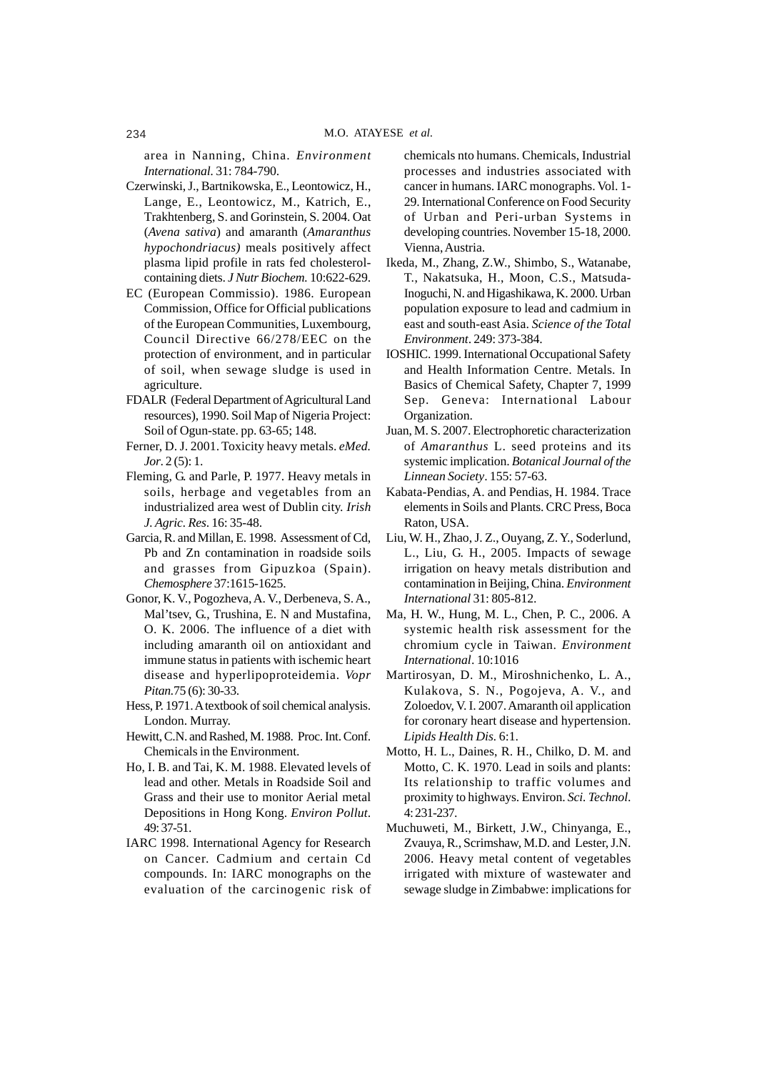area in Nanning, China. *Environment International*. 31: 784-790.

Czerwinski, J., Bartnikowska, E., Leontowicz, H., Lange, E., Leontowicz, M., Katrich, E., Trakhtenberg, S. and Gorinstein, S. 2004. Oat (*Avena sativa*) and amaranth (*Amaranthus hypochondriacus)* meals positively affect plasma lipid profile in rats fed cholesterol-containing diets. *J Nutr Biochem.* 10:622-629.

EC (European Commissio). 1986. European Commission, Office for Official publications of the European Communities, Luxembourg, Council Directive 66/278/EEC on the protection of environment, and in particular of soil, when sewage sludge is used in agriculture.

FDALR (Federal Department of Agricultural Land resources), 1990. Soil Map of Nigeria Project: Soil of Ogun-state. pp. 63-65; 148.

Ferner, D. J. 2001. Toxicity heavy metals. *eMed. Jor.* 2 (5): 1.

Fleming, G. and Parle, P. 1977. Heavy metals in soils, herbage and vegetables from an industrialized area west of Dublin city. *Irish J. Agric. Res*. 16: 35-48.

Garcia, R. and Millan, E. 1998. Assessment of Cd, Pb and Zn contamination in roadside soils and grasses from Gipuzkoa (Spain). *Chemosphere* 37:1615-1625.

Gonor, K. V., Pogozheva, A. V., Derbeneva, S. A., Mal'tsev, G., Trushina, E. N and Mustafina, O. K. 2006. The influence of a diet with including amaranth oil on antioxidant and immune status in patients with ischemic heart disease and hyperlipoproteidemia. *Vopr Pitan.*75 (6): 30-33.

Hess, P. 1971. A textbook of soil chemical analysis. London. Murray.

Hewitt, C.N. and Rashed, M. 1988. Proc. Int. Conf. Chemicals in the Environment.

Ho, I. B. and Tai, K. M. 1988. Elevated levels of lead and other. Metals in Roadside Soil and Grass and their use to monitor Aerial metal Depositions in Hong Kong. *Environ Pollut*. 49: 37-51.

IARC 1998. International Agency for Research on Cancer. Cadmium and certain Cd compounds. In: IARC monographs on the evaluation of the carcinogenic risk of chemicals nto humans. Chemicals, Industrial processes and industries associated with cancer in humans. IARC monographs. Vol. 1-29. International Conference on Food Security of Urban and Peri-urban Systems in developing countries. November 15-18, 2000. Vienna, Austria.

Ikeda, M., Zhang, Z.W., Shimbo, S., Watanabe, T., Nakatsuka, H., Moon, C.S., Matsuda-Inoguchi, N. and Higashikawa, K. 2000. Urban population exposure to lead and cadmium in east and south-east Asia. *Science of the Total Environment*. 249: 373-384.

IOSHIC. 1999. International Occupational Safety and Health Information Centre. Metals. In Basics of Chemical Safety, Chapter 7, 1999 Sep. Geneva: International Labour Organization.

Juan, M. S. 2007. Electrophoretic characterization of *Amaranthus* L. seed proteins and its systemic implication. *Botanical Journal of the Linnean Society*. 155: 57-63.

Kabata-Pendias, A. and Pendias, H. 1984. Trace elements in Soils and Plants. CRC Press, Boca Raton, USA.

Liu, W. H., Zhao, J. Z., Ouyang, Z. Y., Soderlund, L., Liu, G. H., 2005. Impacts of sewage irrigation on heavy metals distribution and contamination in Beijing, China. *Environment International* 31: 805-812.

Ma, H. W., Hung, M. L., Chen, P. C., 2006. A systemic health risk assessment for the chromium cycle in Taiwan. *Environment International*. 10:1016

Martirosyan, D. M., Miroshnichenko, L. A., Kulakova, S. N., Pogojeva, A. V., and Zoloedov, V. I. 2007. Amaranth oil application for coronary heart disease and hypertension. *Lipids Health Dis.* 6:1.

Motto, H. L., Daines, R. H., Chilko, D. M. and Motto, C. K. 1970. Lead in soils and plants: Its relationship to traffic volumes and proximity to highways. Environ. *Sci. Technol.* 4: 231-237.

Muchuweti, M., Birkett, J.W., Chinyanga, E., Zvauya, R., Scrimshaw, M.D. and Lester, J.N. 2006. Heavy metal content of vegetables irrigated with mixture of wastewater and sewage sludge in Zimbabwe: implications for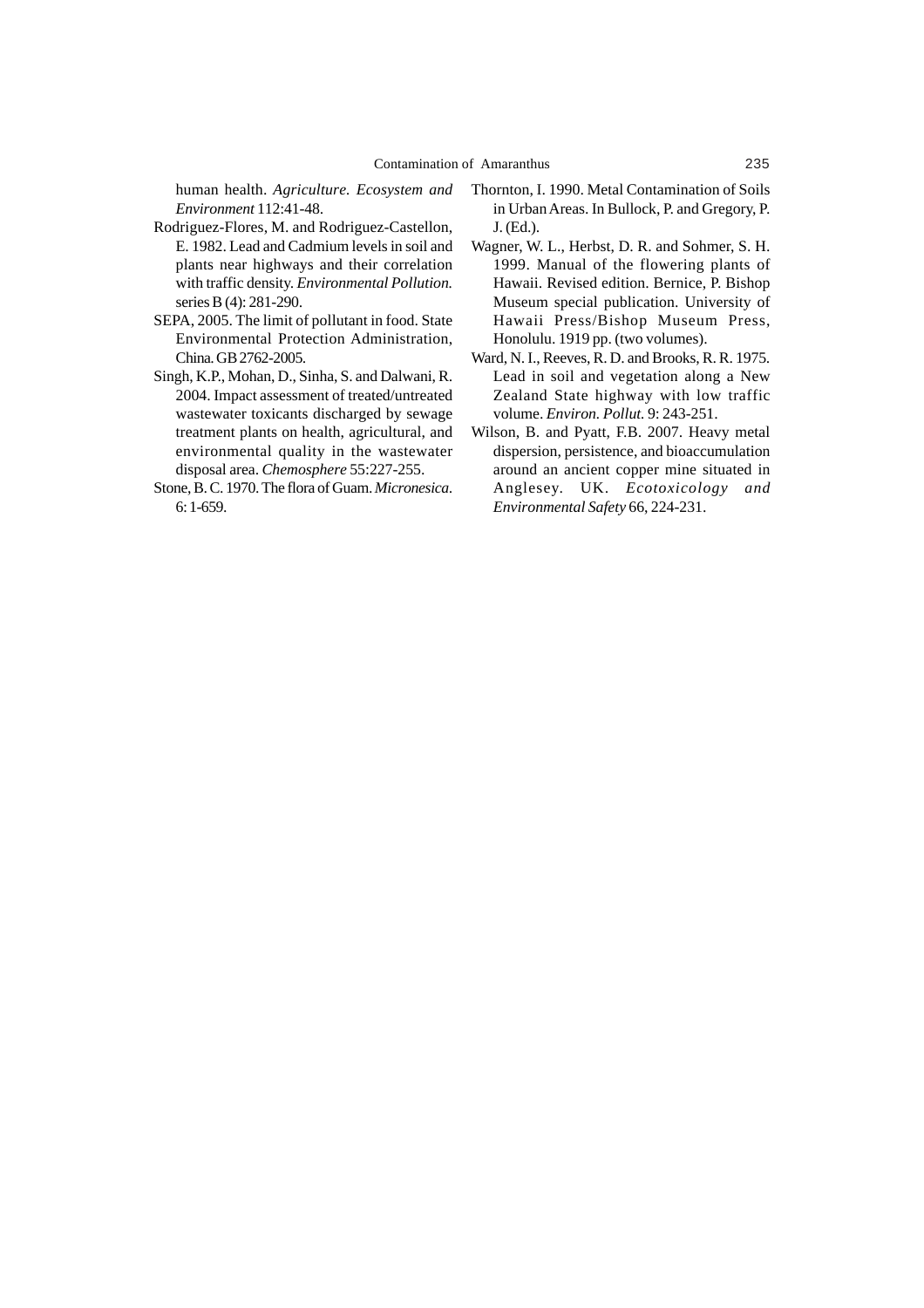human health. *Agriculture. Ecosystem and Environment* 112:41-48.

Rodriguez-Flores, M. and Rodriguez-Castellon, E. 1982. Lead and Cadmium levels in soil and plants near highways and their correlation with traffic density. *Environmental Pollution.* series B (4): 281-290.

SEPA, 2005. The limit of pollutant in food. State Environmental Protection Administration, China. GB 2762-2005.

Singh, K.P., Mohan, D., Sinha, S. and Dalwani, R. 2004. Impact assessment of treated/untreated wastewater toxicants discharged by sewage treatment plants on health, agricultural, and environmental quality in the wastewater disposal area. *Chemosphere* 55:227-255.

Stone, B. C. 1970. The flora of Guam. *Micronesica.* 6: 1-659.

Thornton, I. 1990. Metal Contamination of Soils in Urban Areas. In Bullock, P. and Gregory, P. J. (Ed.).

Wagner, W. L., Herbst, D. R. and Sohmer, S. H. 1999. Manual of the flowering plants of Hawaii. Revised edition. Bernice, P. Bishop Museum special publication. University of Hawaii Press/Bishop Museum Press, Honolulu. 1919 pp. (two volumes).

Ward, N. I., Reeves, R. D. and Brooks, R. R. 1975. Lead in soil and vegetation along a New Zealand State highway with low traffic volume. *Environ. Pollut.* 9: 243-251.

Wilson, B. and Pyatt, F.B. 2007. Heavy metal dispersion, persistence, and bioaccumulation around an ancient copper mine situated in Anglesey. UK. *Ecotoxicology and Environmental Safety* 66, 224-231.